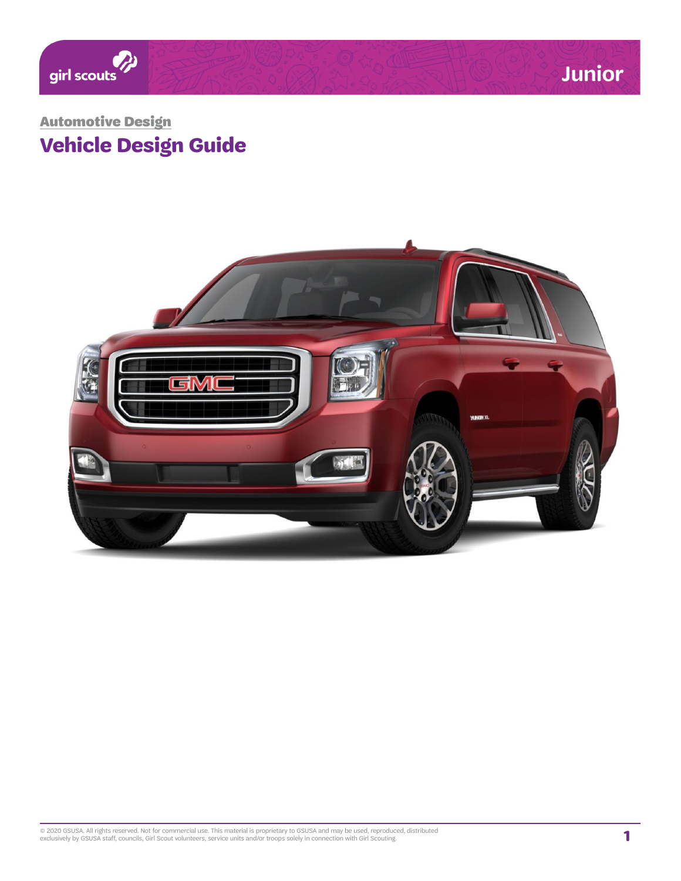Junior

## Automotive Design

# Vehicle Design Guide

© 2020 GSUSA. All rights reserved. Not for commercial use. This material is proprietary to GSUSA and may be used, reproduced, distributed exclusively by GSUSA staff, councils, Girl Scout volunteers, service units and/or troops solely in connection with Girl Scouting.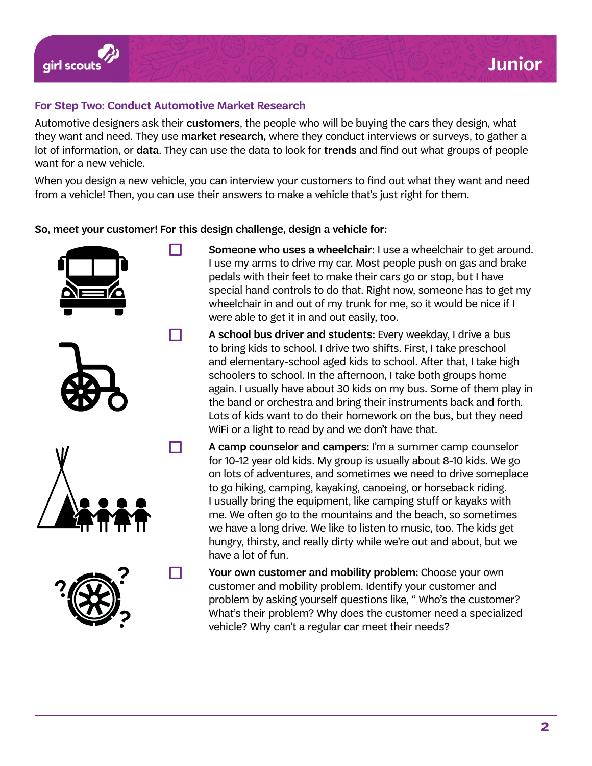## For Step Two: Conduct Automotive Market Research

Automotive designers ask their **customers**, the people who will be buying the cars they design, what they want and need. They use **market research**, where they conduct interviews or surveys, to gather a lot of information, or **data**. They can use the data to look for **trends** and find out what groups of people want for a new vehicle.

When you design a new vehicle, you can interview your customers to find out what they want and need from a vehicle! Then, you can use their answers to make a vehicle that's just right for them.

**So, meet your customer! For this design challenge, design a vehicle for:**

- [ ] **Someone who uses a wheelchair:** I use a wheelchair to get around. I use my arms to drive my car. Most people push on gas and brake pedals with their feet to make their cars go or stop, but I have special hand controls to do that. Right now, someone has to get my wheelchair in and out of my trunk for me, so it would be nice if I were able to get it in and out easily, too.
- [ ] **A school bus driver and students:** Every weekday, I drive a bus to bring kids to school. I drive two shifts. First, I take preschool and elementary-school aged kids to school. After that, I take high schoolers to school. In the afternoon, I take both groups home again. I usually have about 30 kids on my bus. Some of them play in the band or orchestra and bring their instruments back and forth. Lots of kids want to do their homework on the bus, but they need WiFi or a light to read by and we don't have that.
- [ ] **A camp counselor and campers:** I'm a summer camp counselor for 10-12 year old kids. My group is usually about 8-10 kids. We go on lots of adventures, and sometimes we need to drive someplace to go hiking, camping, kayaking, canoeing, or horseback riding. I usually bring the equipment, like camping stuff or kayaks with me. We often go to the mountains and the beach, so sometimes we have a long drive. We like to listen to music, too. The kids get hungry, thirsty, and really dirty while we're out and about, but we have a lot of fun.
- [ ] **Your own customer and mobility problem:** Choose your own customer and mobility problem. Identify your customer and problem by asking yourself questions like, " Who's the customer? What's their problem? Why does the customer need a specialized vehicle? Why can't a regular car meet their needs?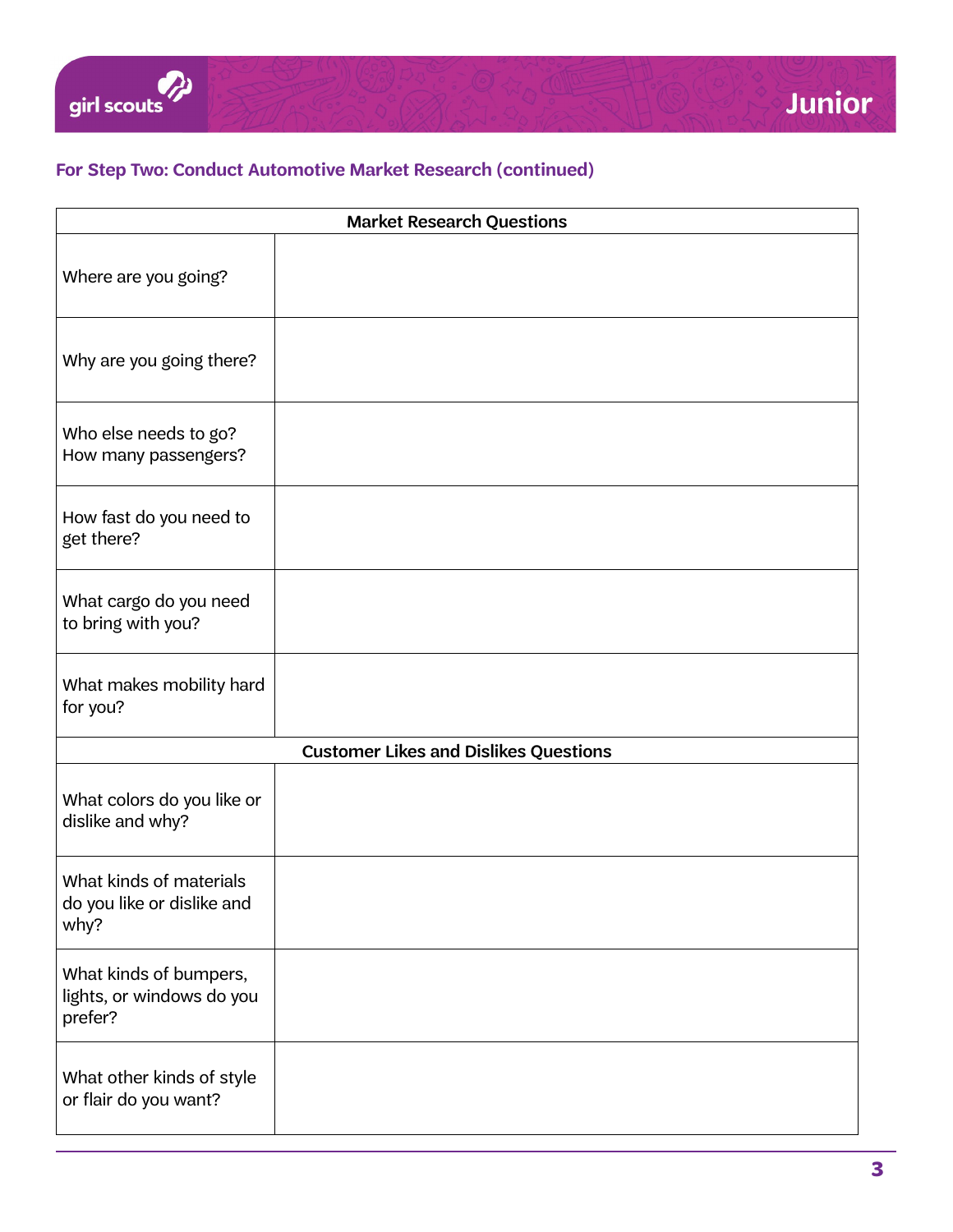### For Step Two: Conduct Automotive Market Research (continued)

| Market Research Questions | |
|---|---|
| Where are you going? | |
| Why are you going there? | |
| Who else needs to go? How many passengers? | |
| How fast do you need to get there? | |
| What cargo do you need to bring with you? | |
| What makes mobility hard for you? | |
| **Customer Likes and Dislikes Questions** | |
| What colors do you like or dislike and why? | |
| What kinds of materials do you like or dislike and why? | |
| What kinds of bumpers, lights, or windows do you prefer? | |
| What other kinds of style or flair do you want? | |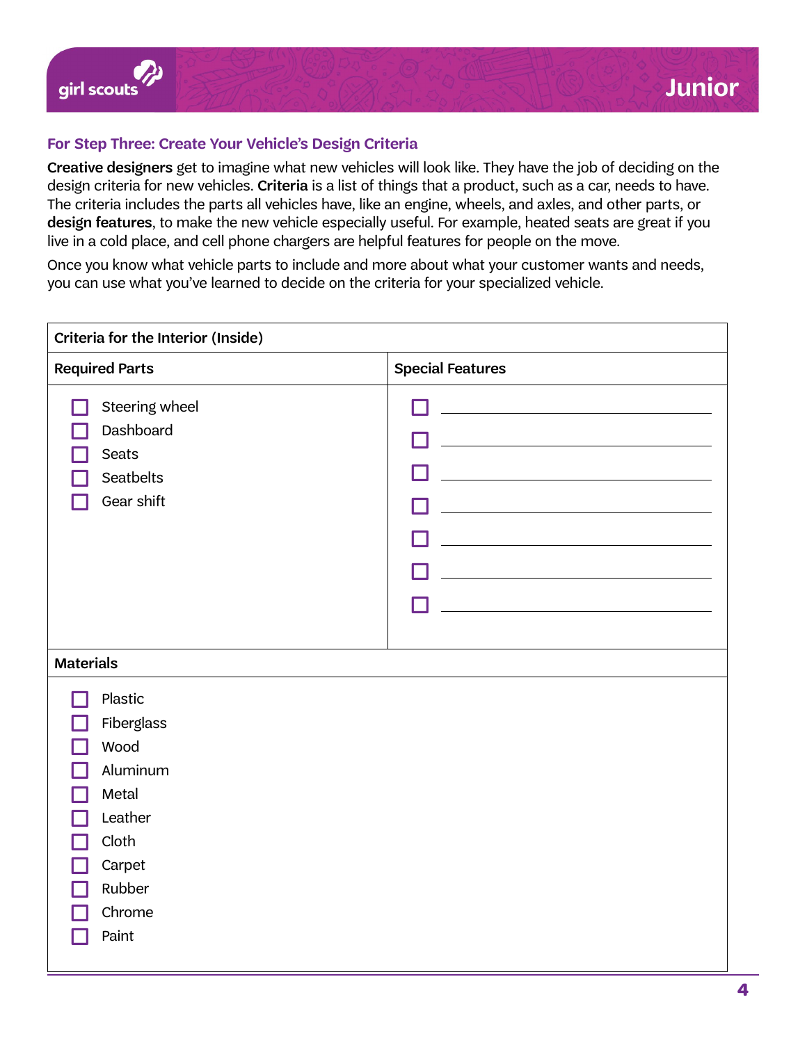### For Step Three: Create Your Vehicle's Design Criteria

**Creative designers** get to imagine what new vehicles will look like. They have the job of deciding on the design criteria for new vehicles. **Criteria** is a list of things that a product, such as a car, needs to have. The criteria includes the parts all vehicles have, like an engine, wheels, and axles, and other parts, or **design features**, to make the new vehicle especially useful. For example, heated seats are great if you live in a cold place, and cell phone chargers are helpful features for people on the move.

Once you know what vehicle parts to include and more about what your customer wants and needs, you can use what you've learned to decide on the criteria for your specialized vehicle.

| Criteria for the Interior (Inside) | |
|---|---|
| **Required Parts** | **Special Features** |
| ☐ Steering wheel | ☐ ______________________ |
| ☐ Dashboard | ☐ ______________________ |
| ☐ Seats | ☐ ______________________ |
| ☐ Seatbelts | ☐ ______________________ |
| ☐ Gear shift | ☐ ______________________ |
| | ☐ ______________________ |
| | ☐ ______________________ |
| **Materials** | |
| ☐ Plastic | |
| ☐ Fiberglass | |
| ☐ Wood | |
| ☐ Aluminum | |
| ☐ Metal | |
| ☐ Leather | |
| ☐ Cloth | |
| ☐ Carpet | |
| ☐ Rubber | |
| ☐ Chrome | |
| ☐ Paint | |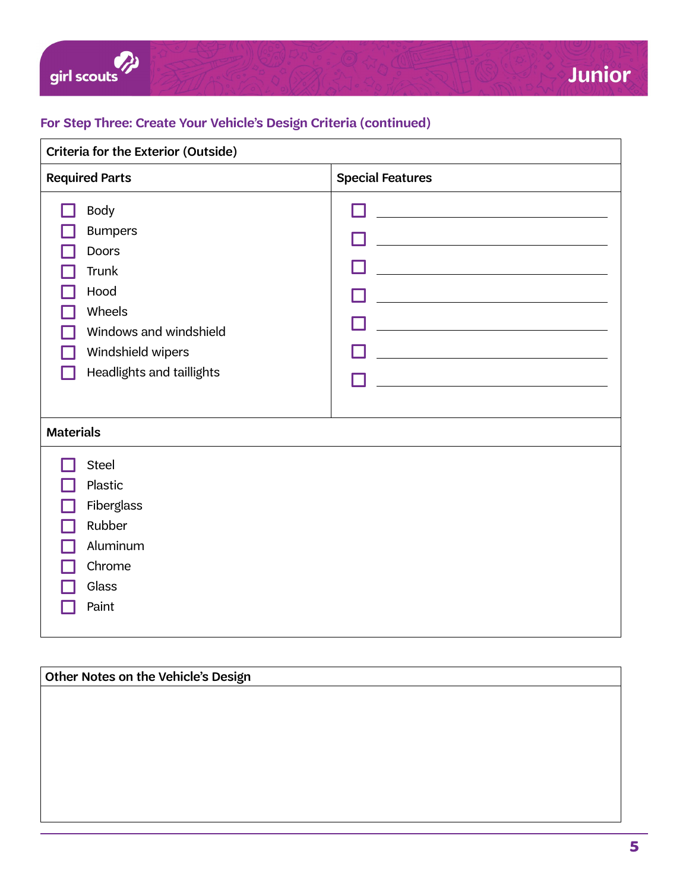## For Step Three: Create Your Vehicle's Design Criteria (continued)

| Criteria for the Exterior (Outside) | |
|---|---|
| **Required Parts** | **Special Features** |
| ☐ Body<br>☐ Bumpers<br>☐ Doors<br>☐ Trunk<br>☐ Hood<br>☐ Wheels<br>☐ Windows and windshield<br>☐ Windshield wipers<br>☐ Headlights and taillights | ☐ ______________________<br>☐ ______________________<br>☐ ______________________<br>☐ ______________________<br>☐ ______________________<br>☐ ______________________<br>☐ ______________________ |
| **Materials** | |
| ☐ Steel<br>☐ Plastic<br>☐ Fiberglass<br>☐ Rubber<br>☐ Aluminum<br>☐ Chrome<br>☐ Glass<br>☐ Paint | |

| Other Notes on the Vehicle's Design |
|---|
| |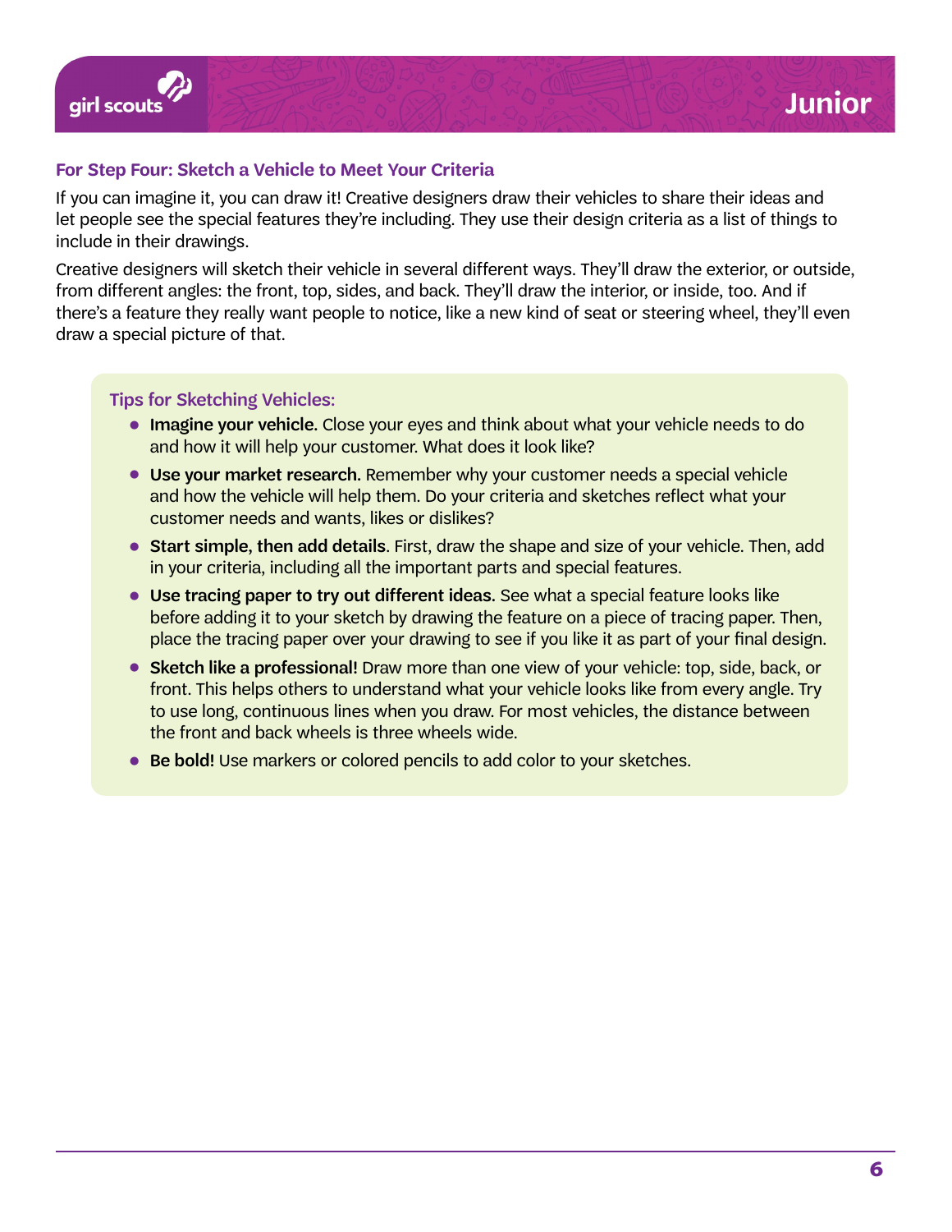## For Step Four: Sketch a Vehicle to Meet Your Criteria

If you can imagine it, you can draw it! Creative designers draw their vehicles to share their ideas and let people see the special features they're including. They use their design criteria as a list of things to include in their drawings.

Creative designers will sketch their vehicle in several different ways. They'll draw the exterior, or outside, from different angles: the front, top, sides, and back. They'll draw the interior, or inside, too. And if there's a feature they really want people to notice, like a new kind of seat or steering wheel, they'll even draw a special picture of that.

### Tips for Sketching Vehicles:

- **Imagine your vehicle.** Close your eyes and think about what your vehicle needs to do and how it will help your customer. What does it look like?
- **Use your market research.** Remember why your customer needs a special vehicle and how the vehicle will help them. Do your criteria and sketches reflect what your customer needs and wants, likes or dislikes?
- **Start simple, then add details**. First, draw the shape and size of your vehicle. Then, add in your criteria, including all the important parts and special features.
- **Use tracing paper to try out different ideas.** See what a special feature looks like before adding it to your sketch by drawing the feature on a piece of tracing paper. Then, place the tracing paper over your drawing to see if you like it as part of your final design.
- **Sketch like a professional!** Draw more than one view of your vehicle: top, side, back, or front. This helps others to understand what your vehicle looks like from every angle. Try to use long, continuous lines when you draw. For most vehicles, the distance between the front and back wheels is three wheels wide.
- **Be bold!** Use markers or colored pencils to add color to your sketches.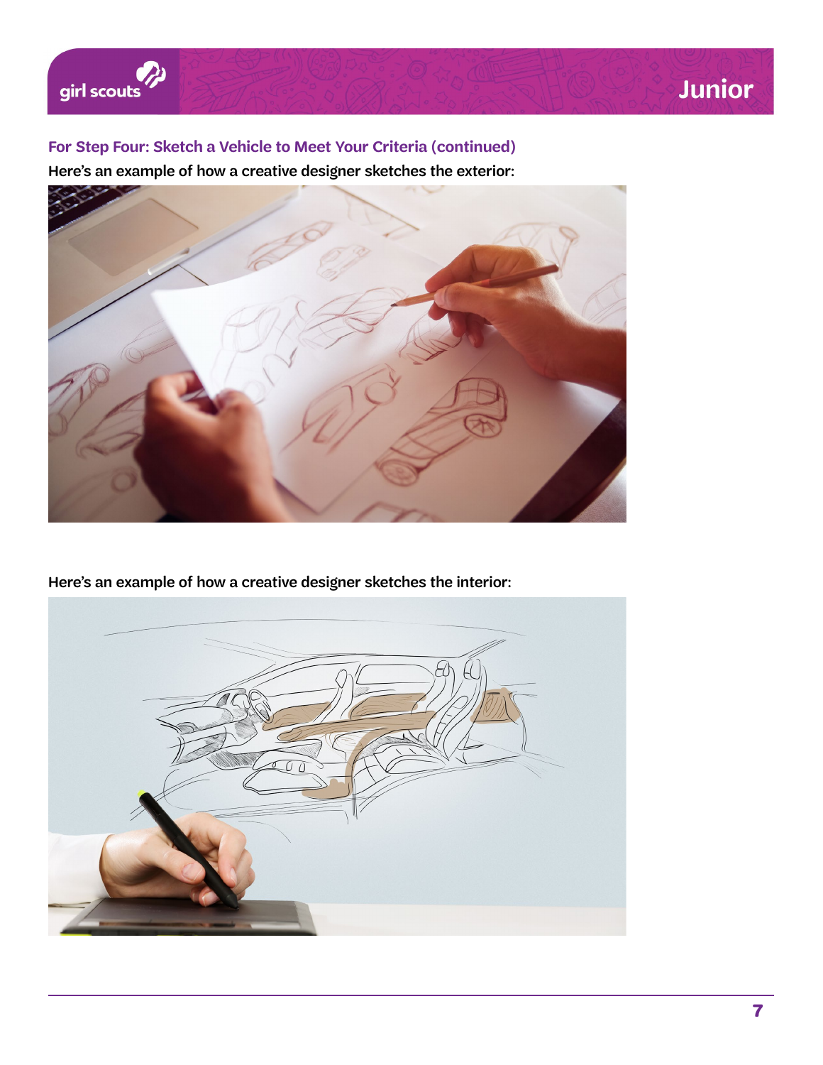### For Step Four: Sketch a Vehicle to Meet Your Criteria (continued)

Here's an example of how a creative designer sketches the exterior:

Here's an example of how a creative designer sketches the interior: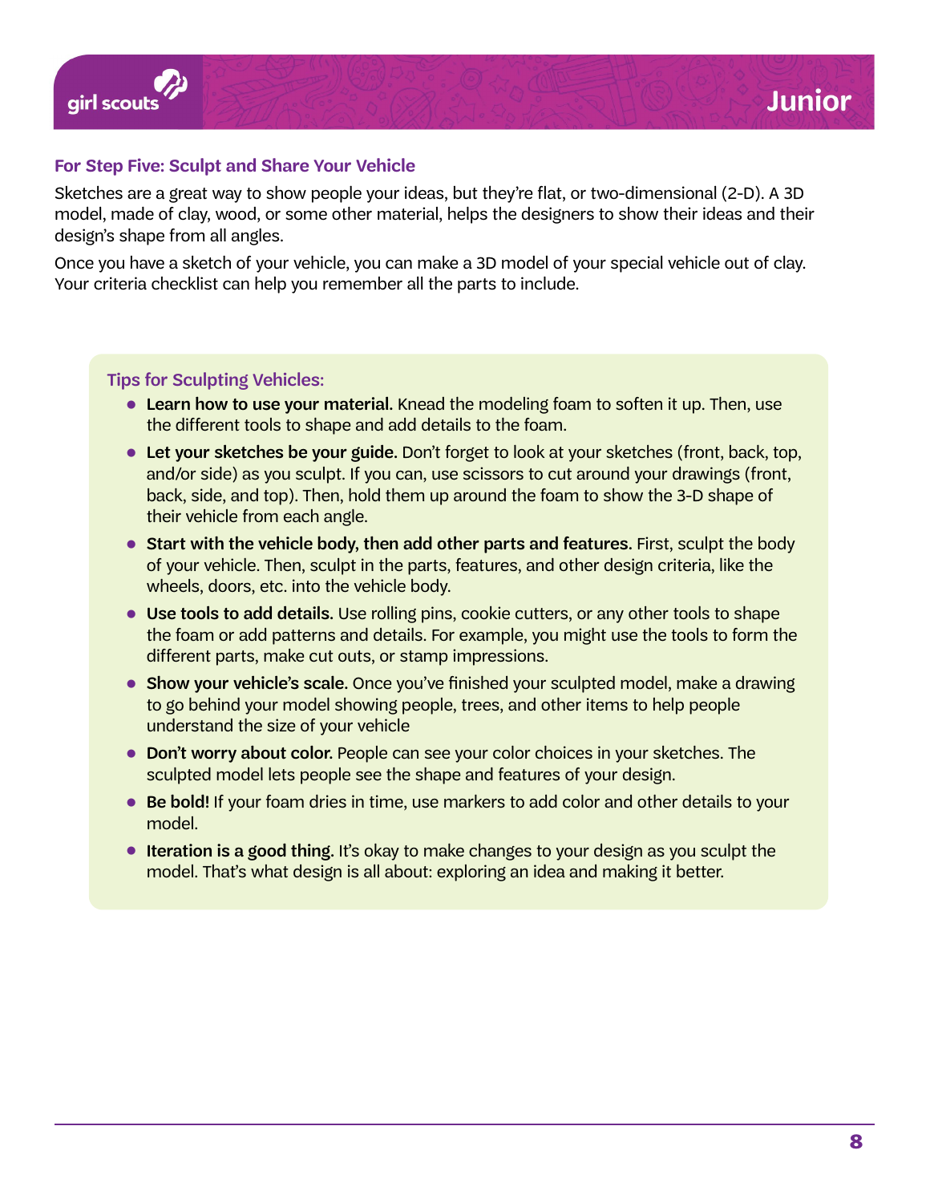## For Step Five: Sculpt and Share Your Vehicle

Sketches are a great way to show people your ideas, but they're flat, or two-dimensional (2-D). A 3D model, made of clay, wood, or some other material, helps the designers to show their ideas and their design's shape from all angles.

Once you have a sketch of your vehicle, you can make a 3D model of your special vehicle out of clay. Your criteria checklist can help you remember all the parts to include.

### Tips for Sculpting Vehicles:

- **Learn how to use your material.** Knead the modeling foam to soften it up. Then, use the different tools to shape and add details to the foam.
- **Let your sketches be your guide.** Don't forget to look at your sketches (front, back, top, and/or side) as you sculpt. If you can, use scissors to cut around your drawings (front, back, side, and top). Then, hold them up around the foam to show the 3-D shape of their vehicle from each angle.
- **Start with the vehicle body, then add other parts and features.** First, sculpt the body of your vehicle. Then, sculpt in the parts, features, and other design criteria, like the wheels, doors, etc. into the vehicle body.
- **Use tools to add details.** Use rolling pins, cookie cutters, or any other tools to shape the foam or add patterns and details. For example, you might use the tools to form the different parts, make cut outs, or stamp impressions.
- **Show your vehicle's scale.** Once you've finished your sculpted model, make a drawing to go behind your model showing people, trees, and other items to help people understand the size of your vehicle
- **Don't worry about color.** People can see your color choices in your sketches. The sculpted model lets people see the shape and features of your design.
- **Be bold!** If your foam dries in time, use markers to add color and other details to your model.
- **Iteration is a good thing.** It's okay to make changes to your design as you sculpt the model. That's what design is all about: exploring an idea and making it better.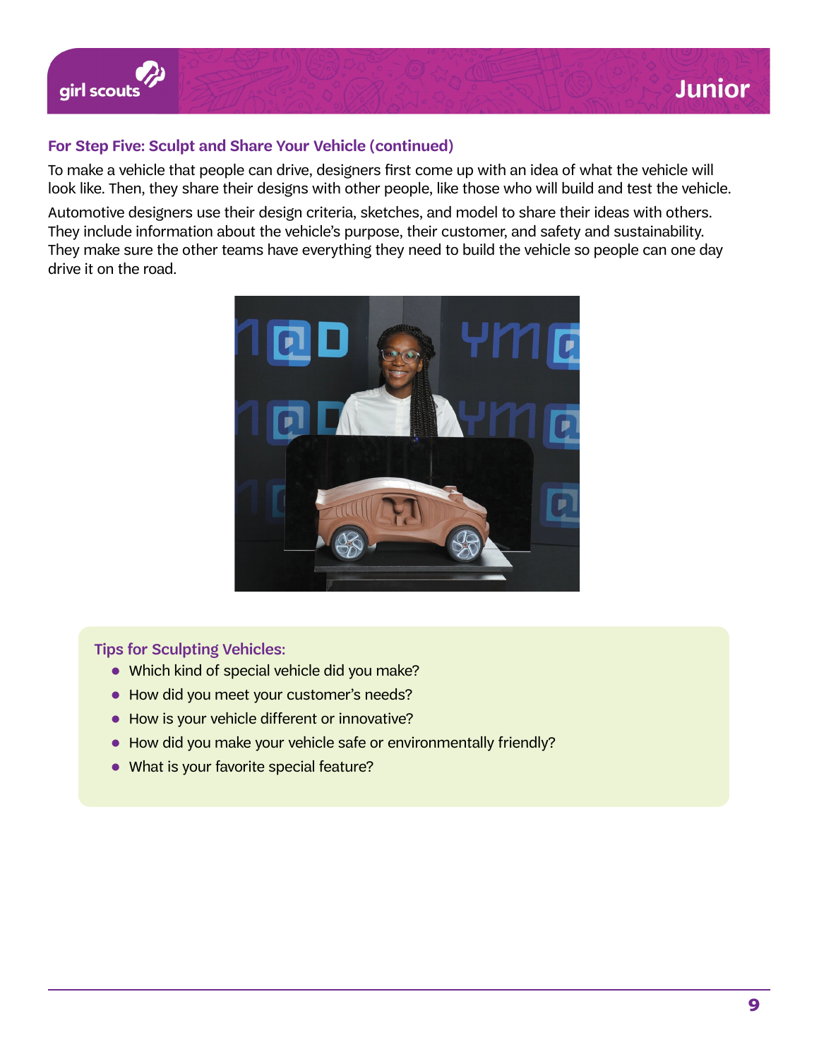### For Step Five: Sculpt and Share Your Vehicle (continued)

To make a vehicle that people can drive, designers first come up with an idea of what the vehicle will look like. Then, they share their designs with other people, like those who will build and test the vehicle.

Automotive designers use their design criteria, sketches, and model to share their ideas with others. They include information about the vehicle's purpose, their customer, and safety and sustainability. They make sure the other teams have everything they need to build the vehicle so people can one day drive it on the road.

#### Tips for Sculpting Vehicles:

- Which kind of special vehicle did you make?
- How did you meet your customer's needs?
- How is your vehicle different or innovative?
- How did you make your vehicle safe or environmentally friendly?
- What is your favorite special feature?